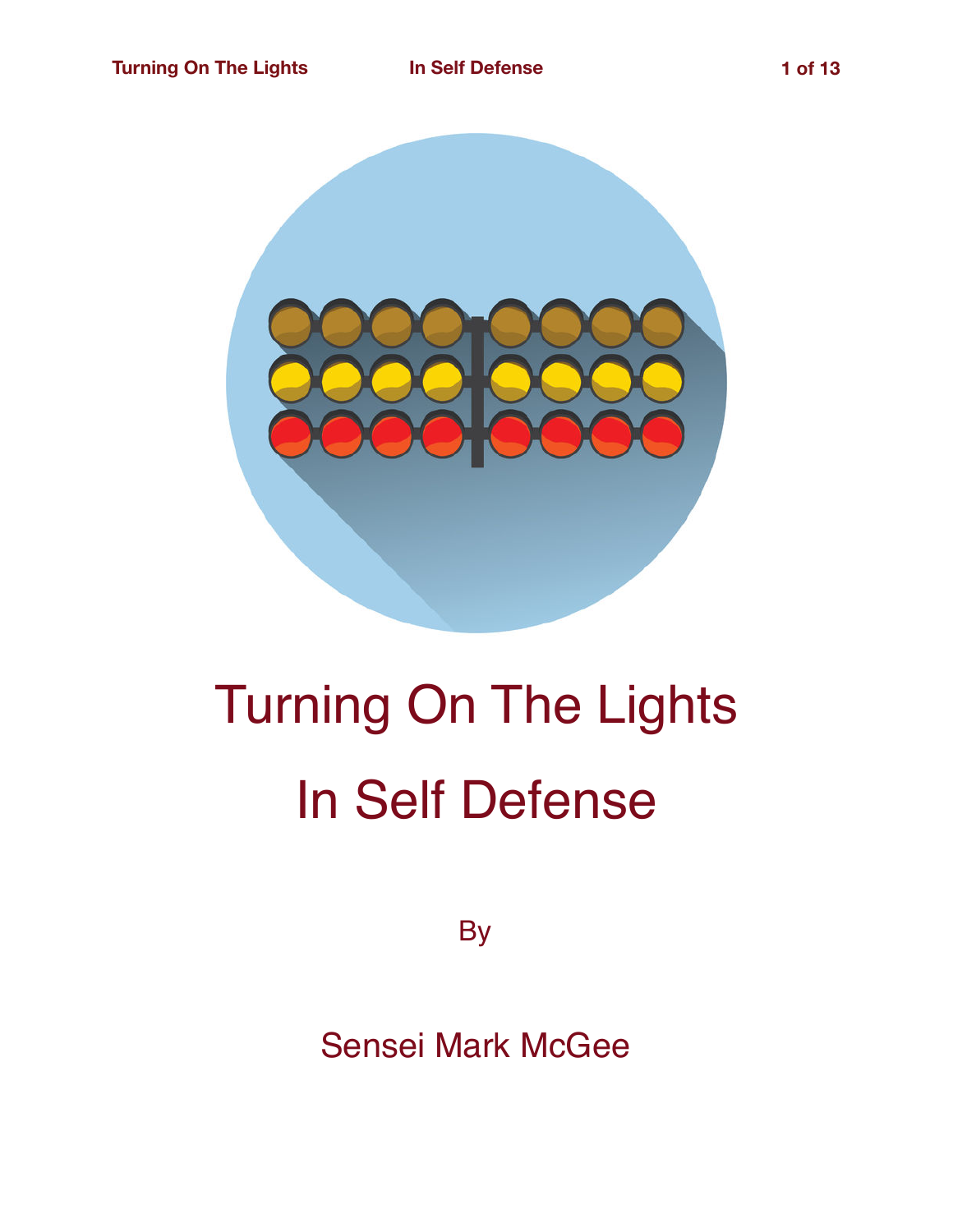# Turning On The Lights

# In Self Defense

By

Sensei Mark McGee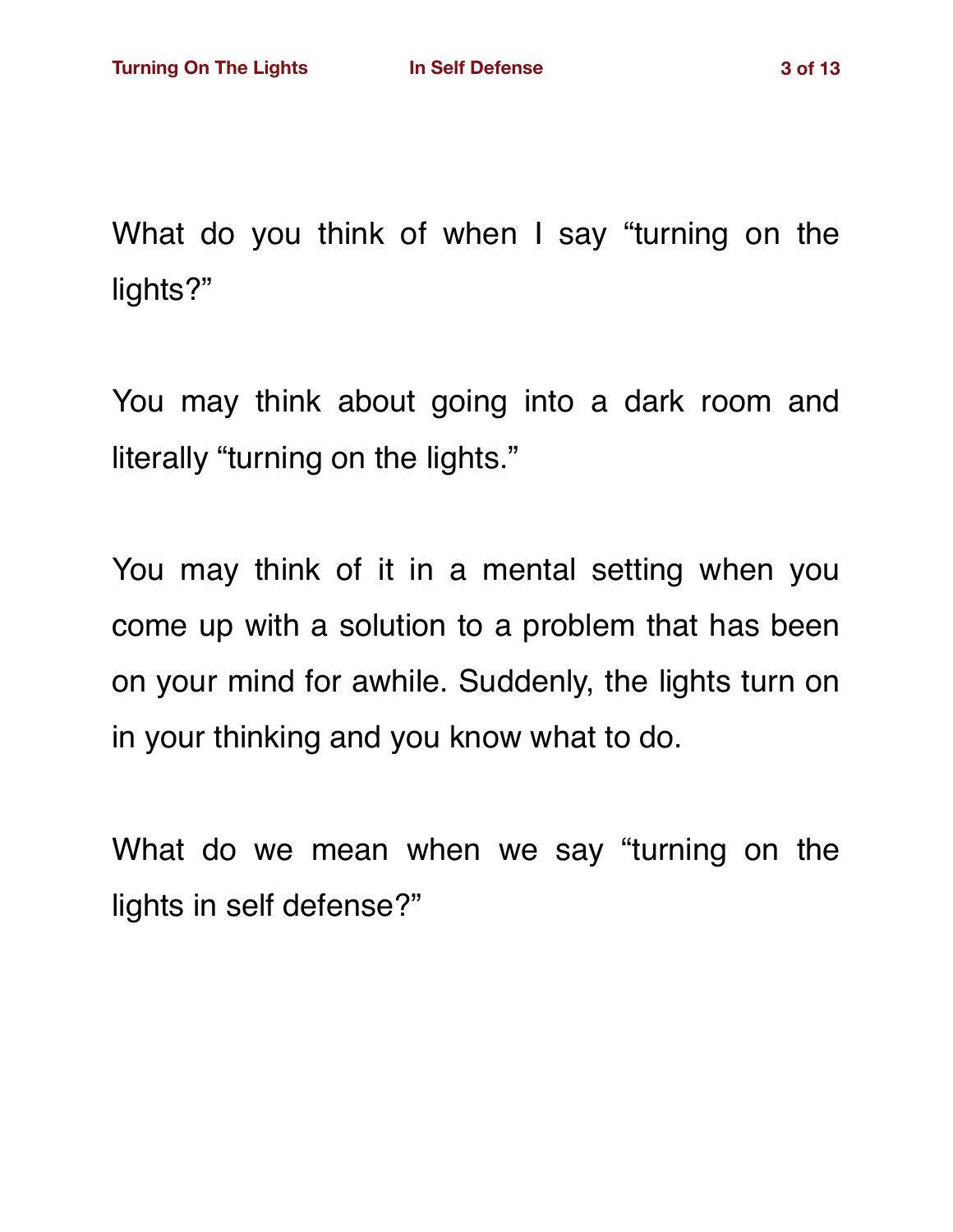What do you think of when I say “turning on the lights?”

You may think about going into a dark room and literally “turning on the lights.”

You may think of it in a mental setting when you come up with a solution to a problem that has been on your mind for awhile. Suddenly, the lights turn on in your thinking and you know what to do.

What do we mean when we say “turning on the lights in self defense?”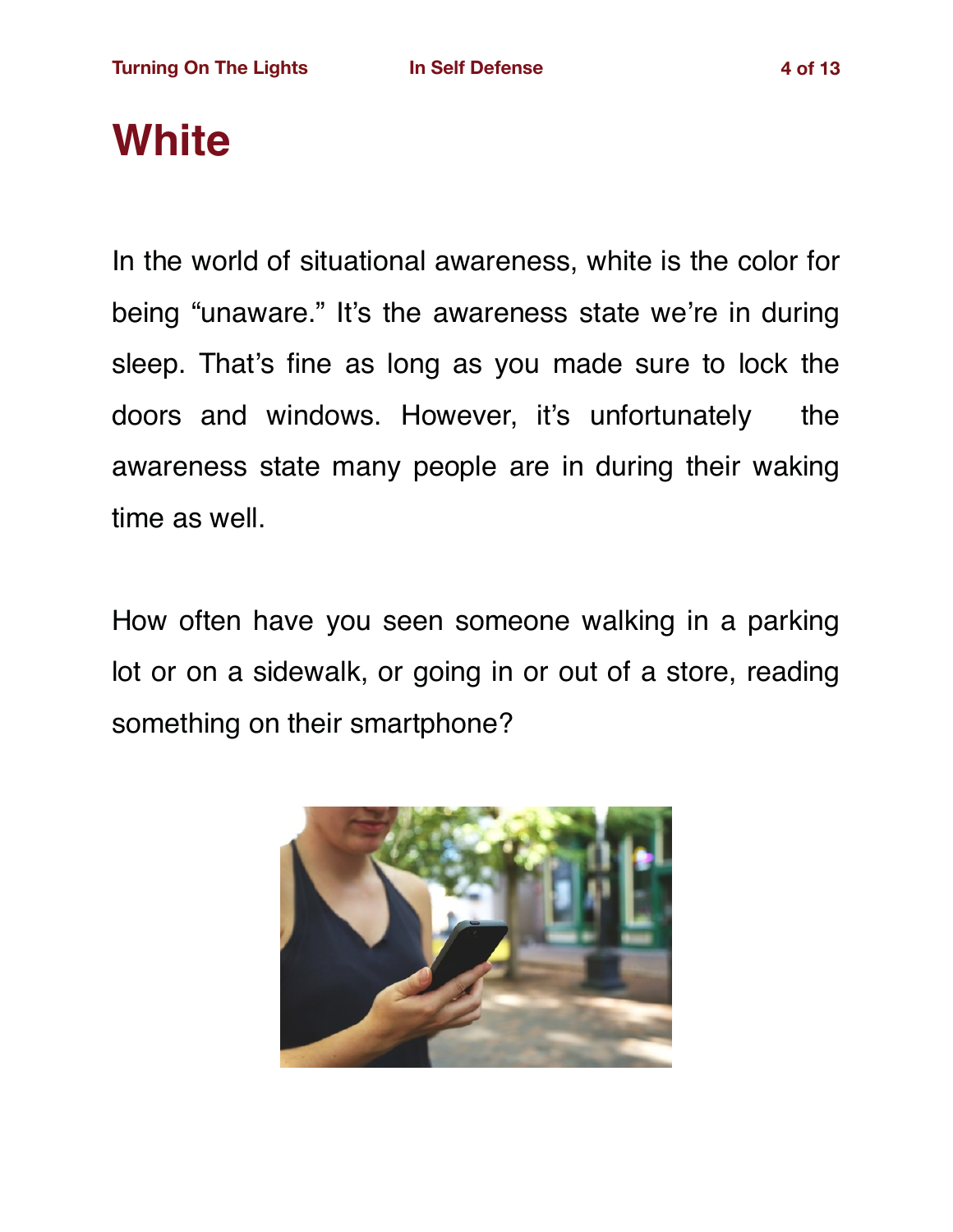# White

In the world of situational awareness, white is the color for being "unaware." It's the awareness state we're in during sleep. That's fine as long as you made sure to lock the doors and windows. However, it's unfortunately the awareness state many people are in during their waking time as well.

How often have you seen someone walking in a parking lot or on a sidewalk, or going in or out of a store, reading something on their smartphone?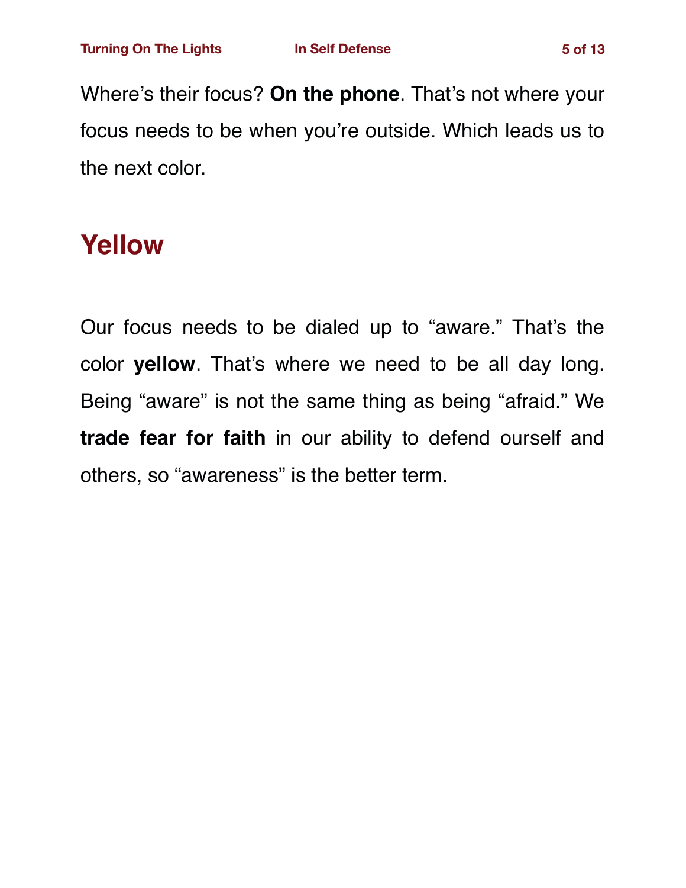Where's their focus? **On the phone**. That's not where your focus needs to be when you're outside. Which leads us to the next color.

## Yellow

Our focus needs to be dialed up to "aware." That's the color **yellow**. That's where we need to be all day long. Being "aware" is not the same thing as being "afraid." We **trade fear for faith** in our ability to defend ourself and others, so "awareness" is the better term.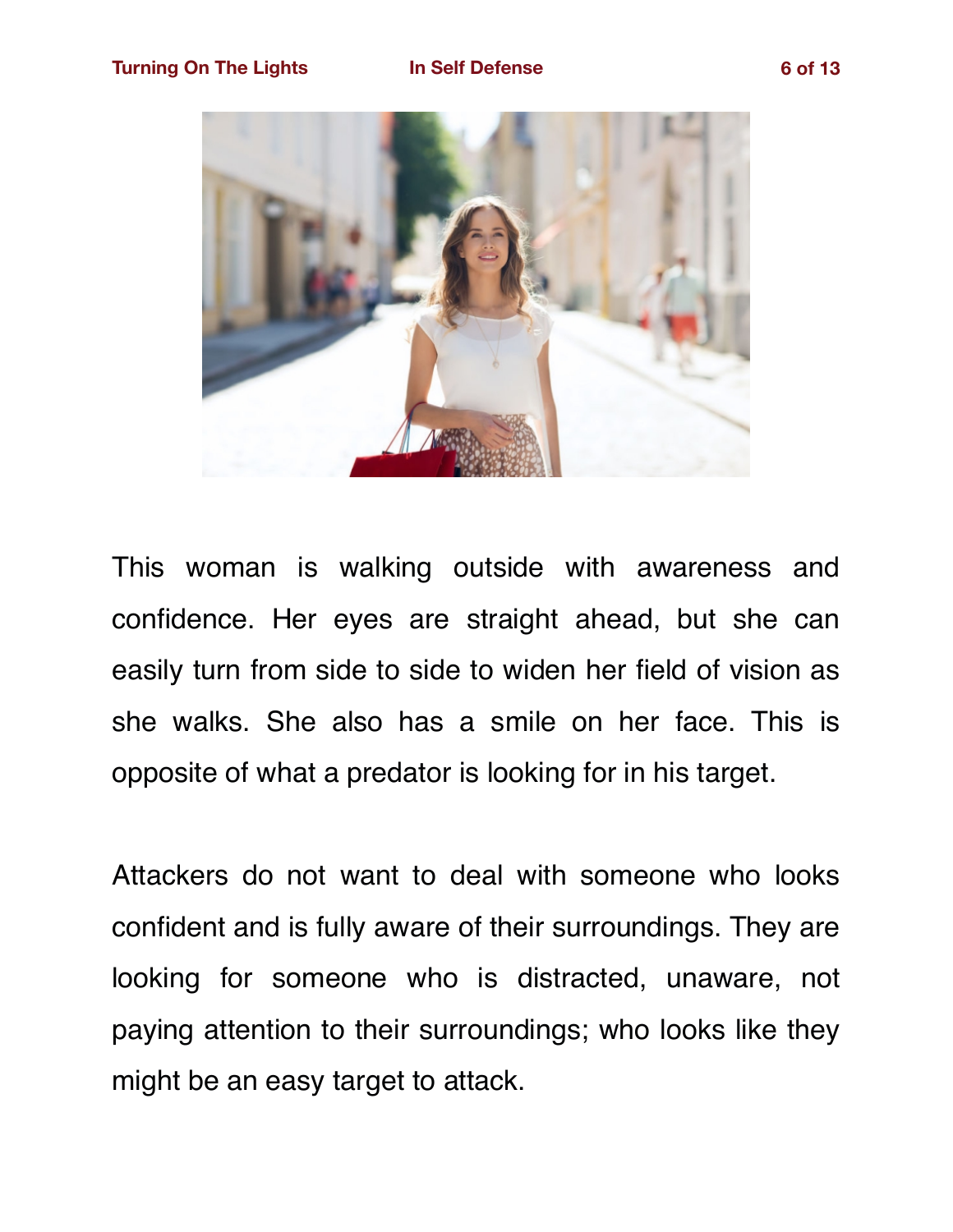This woman is walking outside with awareness and confidence. Her eyes are straight ahead, but she can easily turn from side to side to widen her field of vision as she walks. She also has a smile on her face. This is opposite of what a predator is looking for in his target.

Attackers do not want to deal with someone who looks confident and is fully aware of their surroundings. They are looking for someone who is distracted, unaware, not paying attention to their surroundings; who looks like they might be an easy target to attack.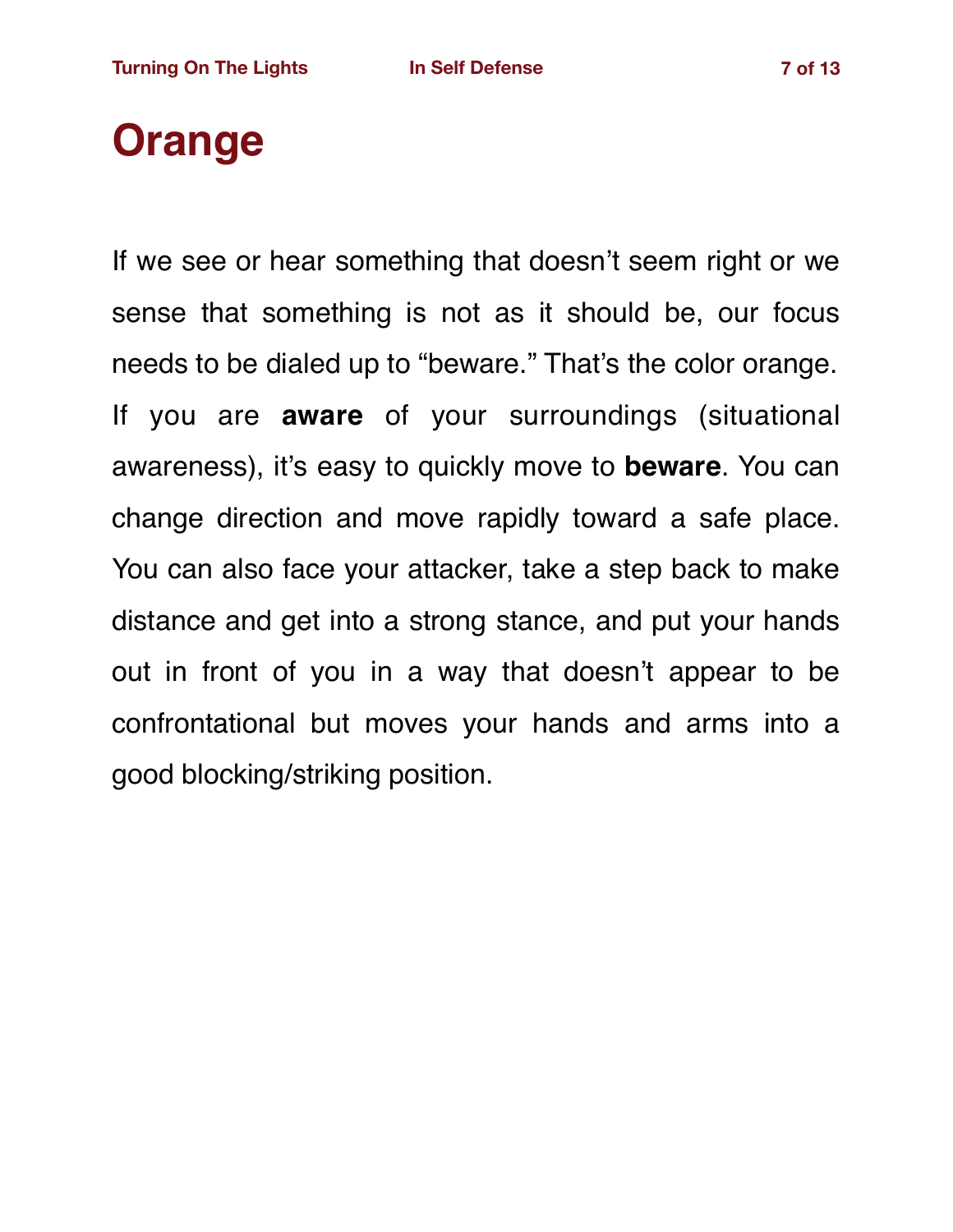# Orange

If we see or hear something that doesn’t seem right or we sense that something is not as it should be, our focus needs to be dialed up to “beware.” That’s the color orange. If you are **aware** of your surroundings (situational awareness), it’s easy to quickly move to **beware**. You can change direction and move rapidly toward a safe place. You can also face your attacker, take a step back to make distance and get into a strong stance, and put your hands out in front of you in a way that doesn’t appear to be confrontational but moves your hands and arms into a good blocking/striking position.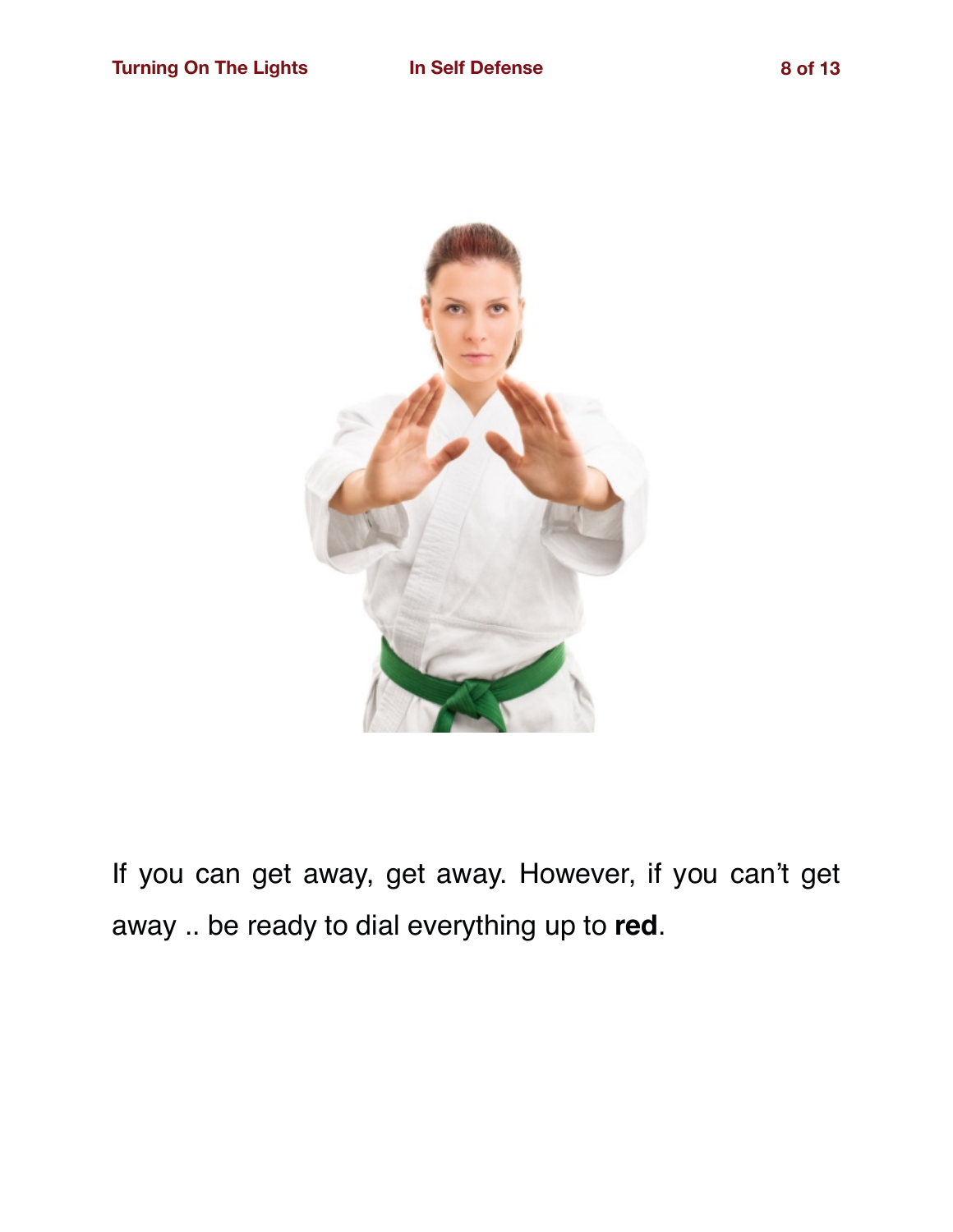If you can get away, get away. However, if you can't get away .. be ready to dial everything up to **red**.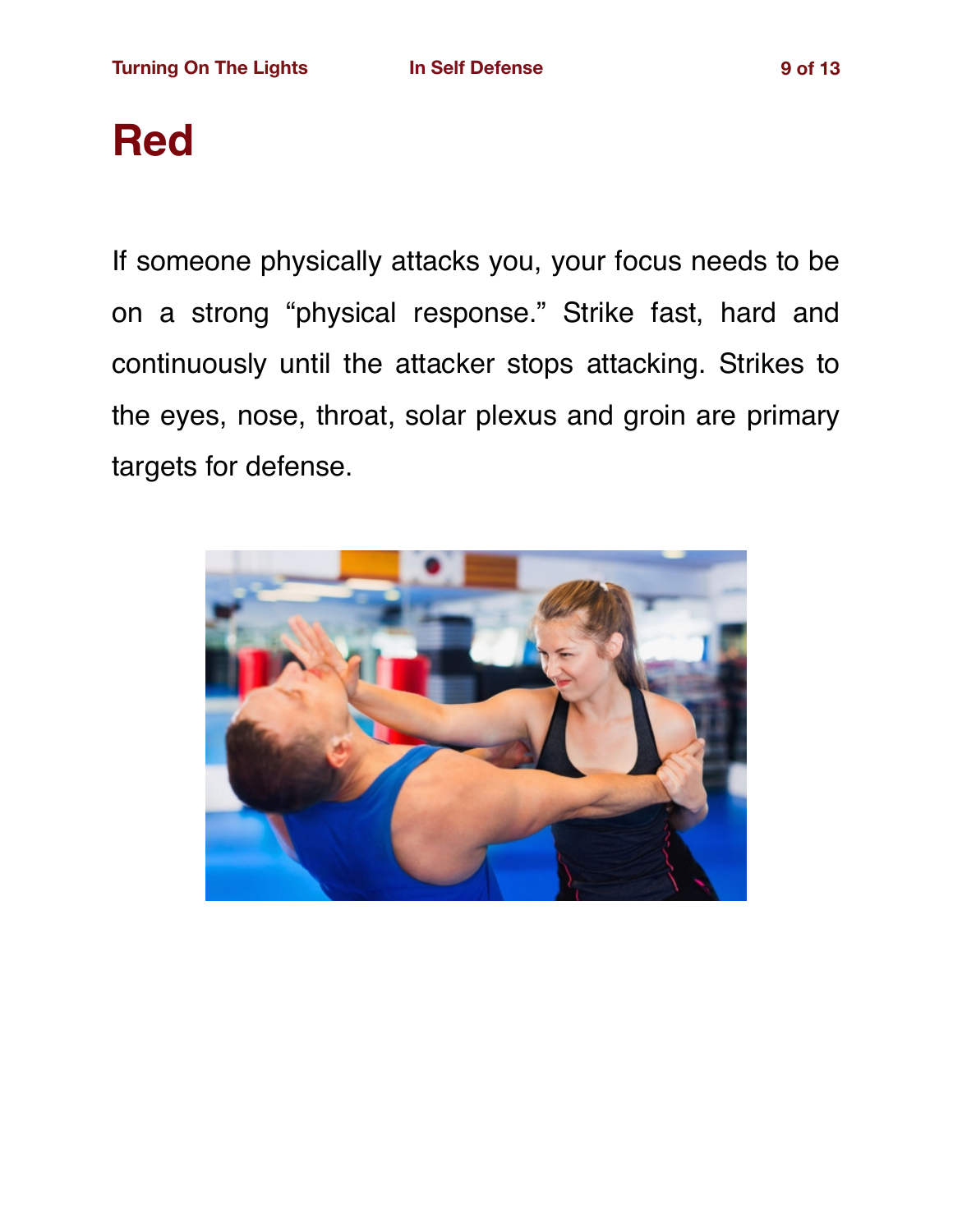# Red

If someone physically attacks you, your focus needs to be on a strong "physical response." Strike fast, hard and continuously until the attacker stops attacking. Strikes to the eyes, nose, throat, solar plexus and groin are primary targets for defense.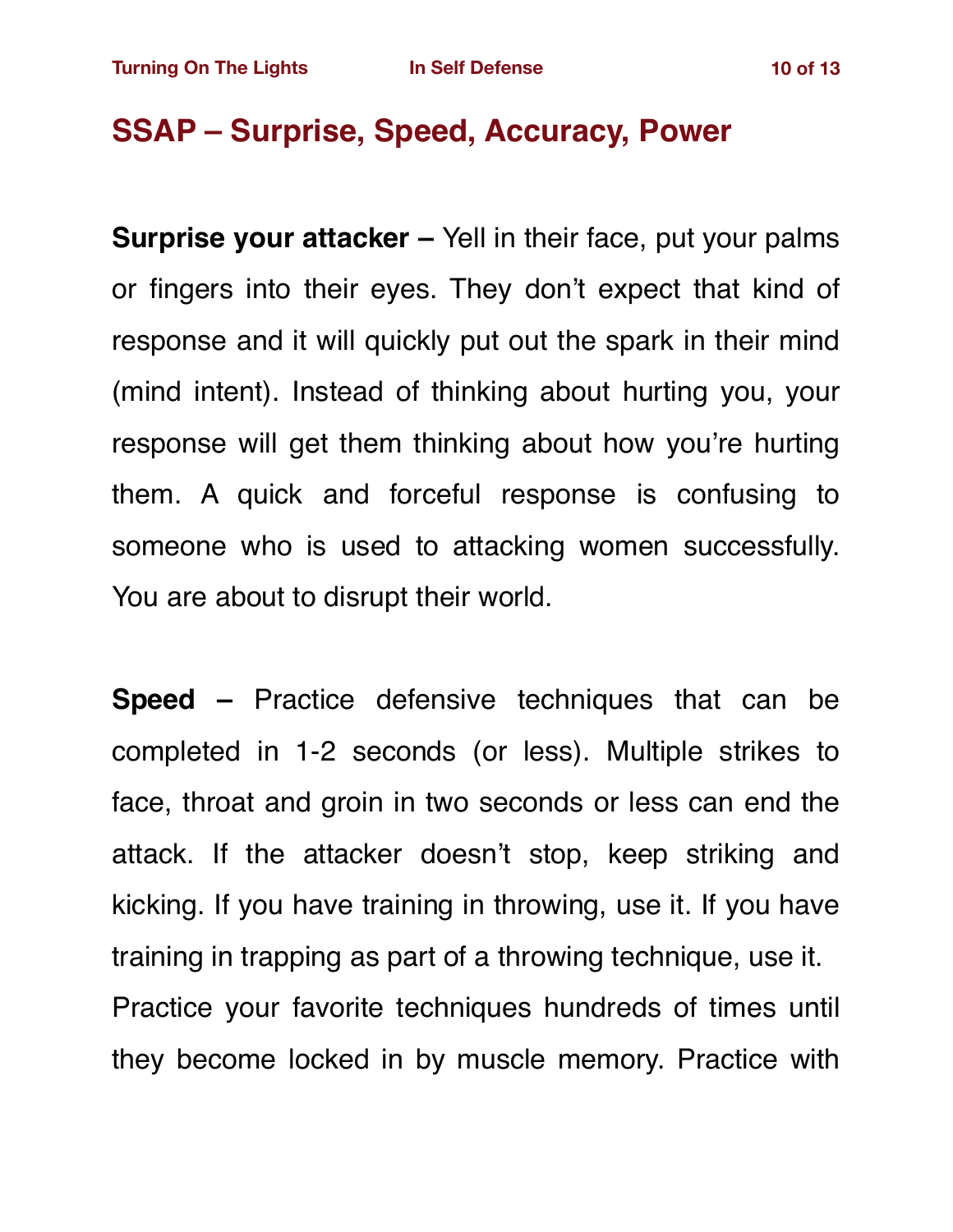## SSAP – Surprise, Speed, Accuracy, Power

**Surprise your attacker –** Yell in their face, put your palms or fingers into their eyes. They don't expect that kind of response and it will quickly put out the spark in their mind (mind intent). Instead of thinking about hurting you, your response will get them thinking about how you're hurting them. A quick and forceful response is confusing to someone who is used to attacking women successfully. You are about to disrupt their world.

**Speed –** Practice defensive techniques that can be completed in 1-2 seconds (or less). Multiple strikes to face, throat and groin in two seconds or less can end the attack. If the attacker doesn't stop, keep striking and kicking. If you have training in throwing, use it. If you have training in trapping as part of a throwing technique, use it. Practice your favorite techniques hundreds of times until they become locked in by muscle memory. Practice with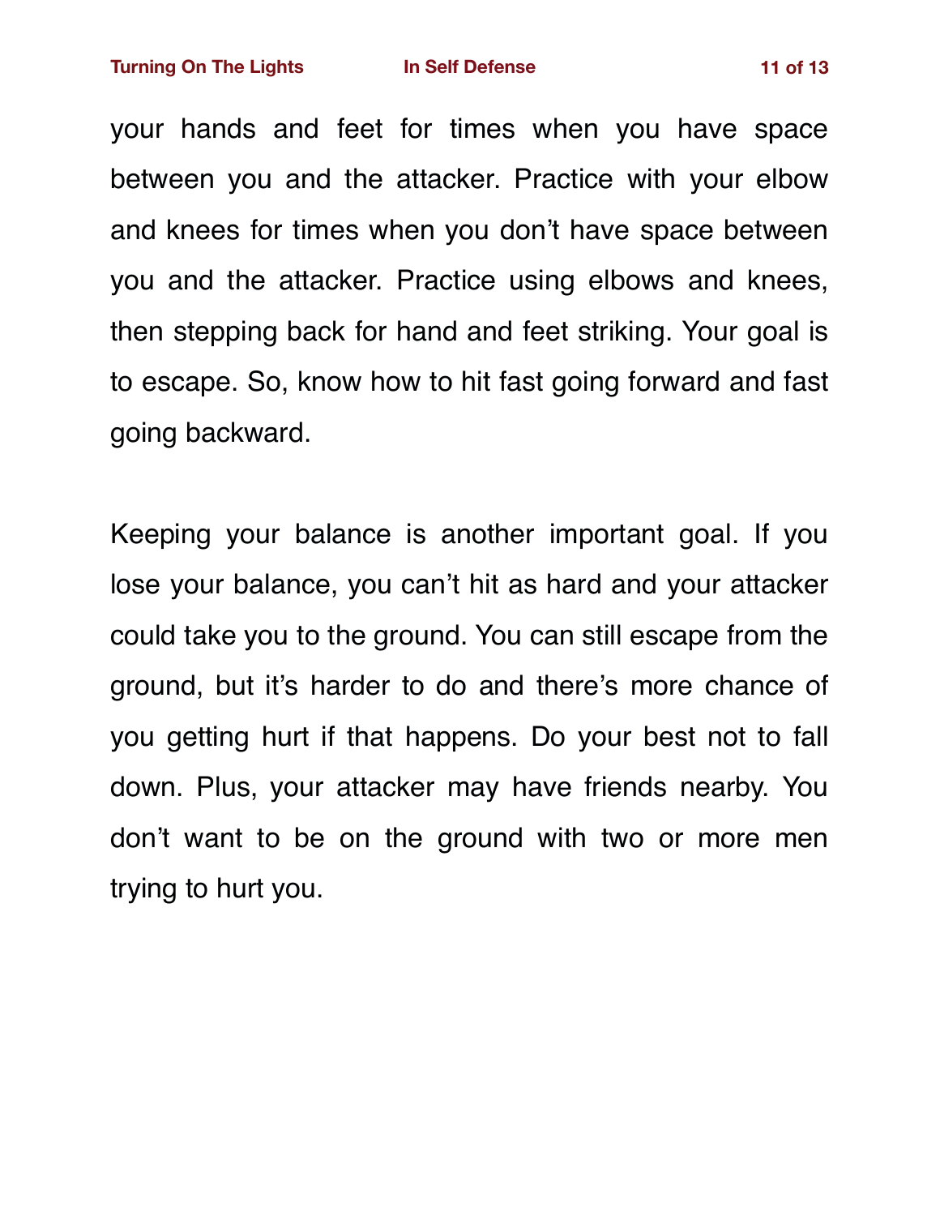your hands and feet for times when you have space between you and the attacker. Practice with your elbow and knees for times when you don't have space between you and the attacker. Practice using elbows and knees, then stepping back for hand and feet striking. Your goal is to escape. So, know how to hit fast going forward and fast going backward.

Keeping your balance is another important goal. If you lose your balance, you can't hit as hard and your attacker could take you to the ground. You can still escape from the ground, but it's harder to do and there's more chance of you getting hurt if that happens. Do your best not to fall down. Plus, your attacker may have friends nearby. You don't want to be on the ground with two or more men trying to hurt you.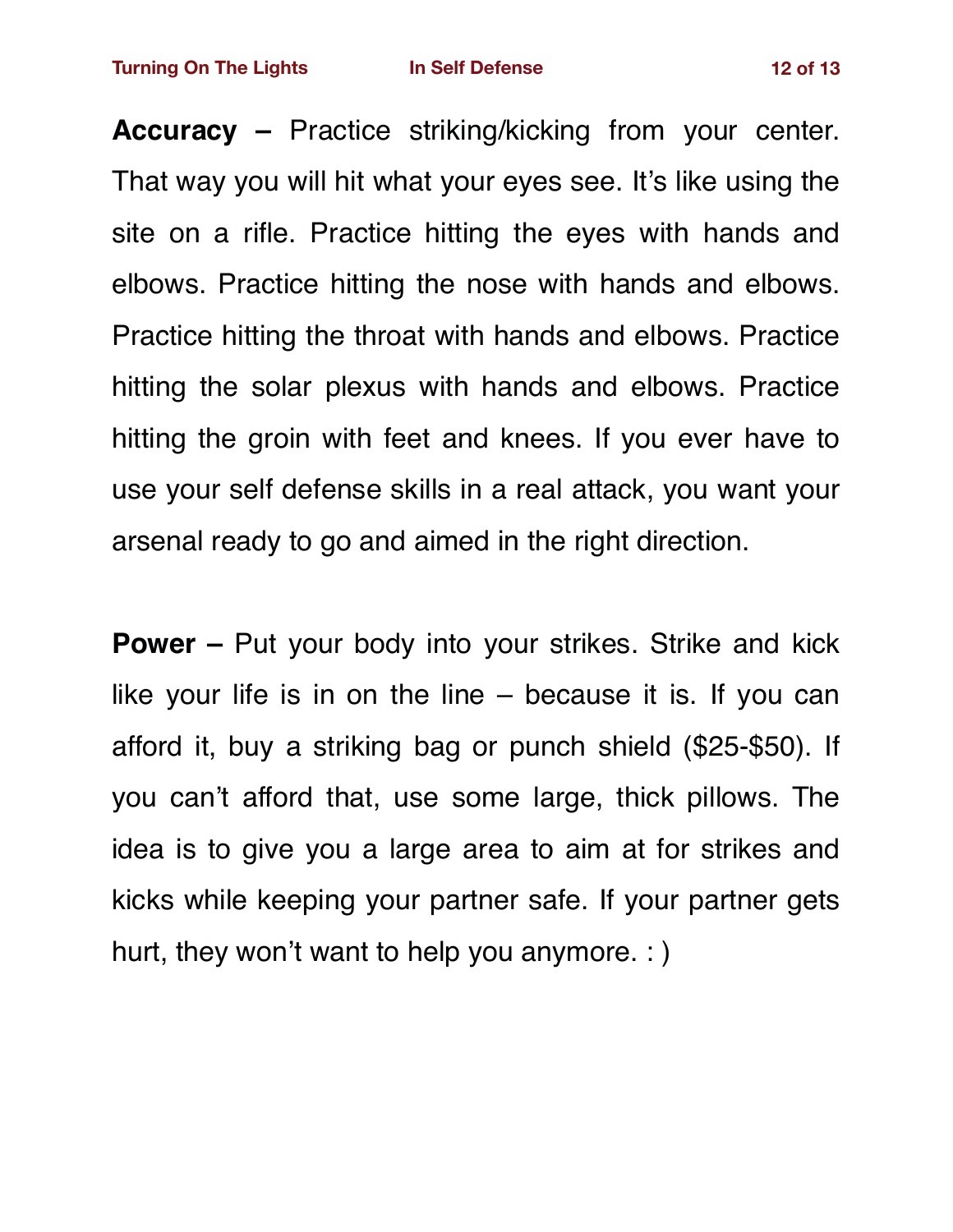**Accuracy –** Practice striking/kicking from your center. That way you will hit what your eyes see. It's like using the site on a rifle. Practice hitting the eyes with hands and elbows. Practice hitting the nose with hands and elbows. Practice hitting the throat with hands and elbows. Practice hitting the solar plexus with hands and elbows. Practice hitting the groin with feet and knees. If you ever have to use your self defense skills in a real attack, you want your arsenal ready to go and aimed in the right direction.

**Power –** Put your body into your strikes. Strike and kick like your life is in on the line – because it is. If you can afford it, buy a striking bag or punch shield ($25-$50). If you can't afford that, use some large, thick pillows. The idea is to give you a large area to aim at for strikes and kicks while keeping your partner safe. If your partner gets hurt, they won't want to help you anymore. : )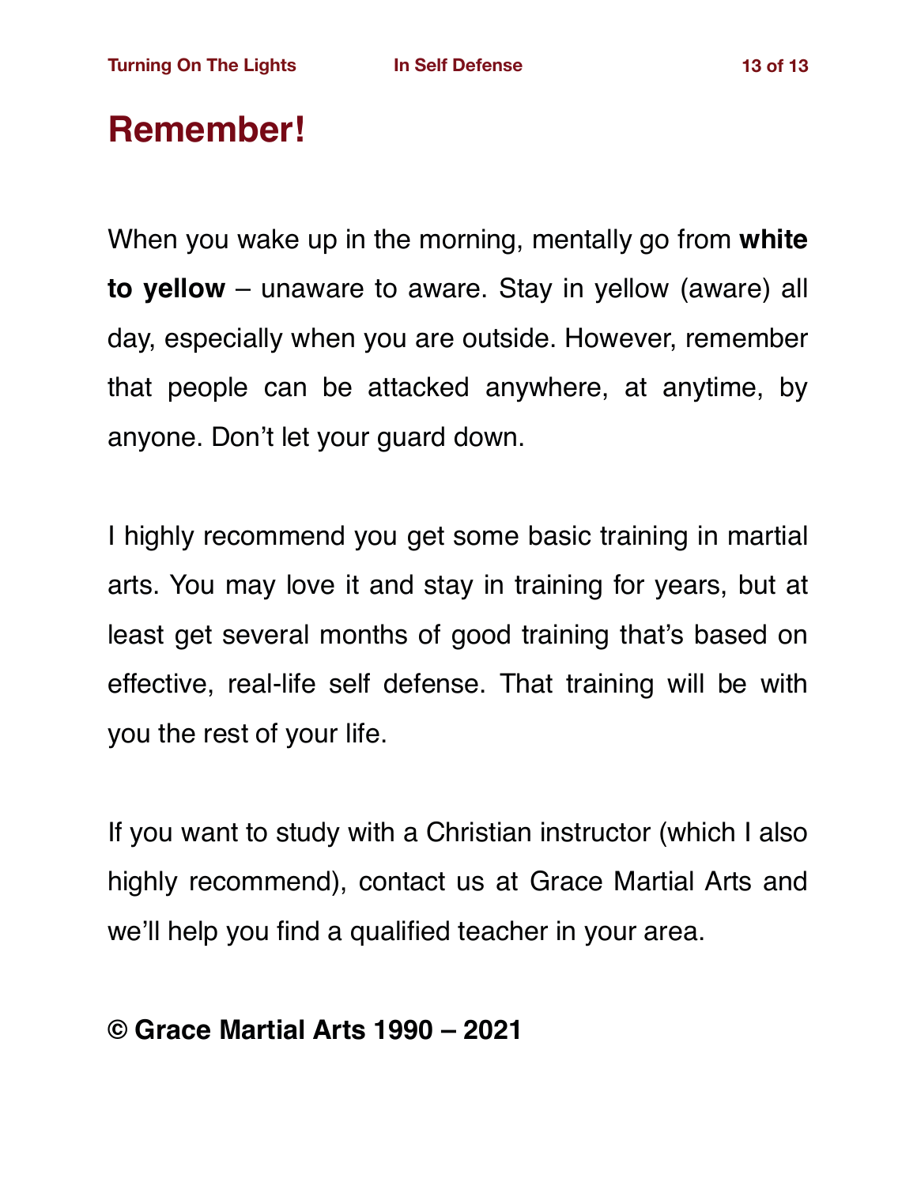# Remember!

When you wake up in the morning, mentally go from **white to yellow** – unaware to aware. Stay in yellow (aware) all day, especially when you are outside. However, remember that people can be attacked anywhere, at anytime, by anyone. Don't let your guard down.

I highly recommend you get some basic training in martial arts. You may love it and stay in training for years, but at least get several months of good training that's based on effective, real-life self defense. That training will be with you the rest of your life.

If you want to study with a Christian instructor (which I also highly recommend), contact us at Grace Martial Arts and we'll help you find a qualified teacher in your area.

**© Grace Martial Arts 1990 – 2021**